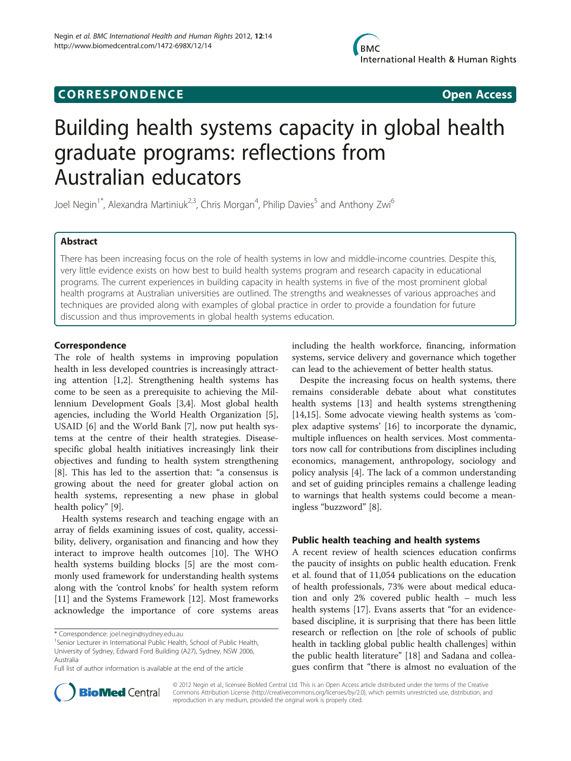CORRESPONDENCE **Open Access**

# Building health systems capacity in global health graduate programs: reflections from Australian educators

Joel Negin[1*], Alexandra Martiniuk[2,3], Chris Morgan[4], Philip Davies[5] and Anthony Zwi[6]

## Abstract

There has been increasing focus on the role of health systems in low and middle-income countries. Despite this, very little evidence exists on how best to build health systems program and research capacity in educational programs. The current experiences in building capacity in health systems in five of the most prominent global health programs at Australian universities are outlined. The strengths and weaknesses of various approaches and techniques are provided along with examples of global practice in order to provide a foundation for future discussion and thus improvements in global health systems education.

## Correspondence

The role of health systems in improving population health in less developed countries is increasingly attracting attention [1,2]. Strengthening health systems has come to be seen as a prerequisite to achieving the Millennium Development Goals [3,4]. Most global health agencies, including the World Health Organization [5], USAID [6] and the World Bank [7], now put health systems at the centre of their health strategies. Disease-specific global health initiatives increasingly link their objectives and funding to health system strengthening [8]. This has led to the assertion that: "a consensus is growing about the need for greater global action on health systems, representing a new phase in global health policy" [9].

Health systems research and teaching engage with an array of fields examining issues of cost, quality, accessibility, delivery, organisation and financing and how they interact to improve health outcomes [10]. The WHO health systems building blocks [5] are the most commonly used framework for understanding health systems along with the 'control knobs' for health system reform [11] and the Systems Framework [12]. Most frameworks acknowledge the importance of core systems areas including the health workforce, financing, information systems, service delivery and governance which together can lead to the achievement of better health status.

Despite the increasing focus on health systems, there remains considerable debate about what constitutes health systems [13] and health systems strengthening [14,15]. Some advocate viewing health systems as 'complex adaptive systems' [16] to incorporate the dynamic, multiple influences on health services. Most commentators now call for contributions from disciplines including economics, management, anthropology, sociology and policy analysis [4]. The lack of a common understanding and set of guiding principles remains a challenge leading to warnings that health systems could become a meaningless "buzzword" [8].

## Public health teaching and health systems

A recent review of health sciences education confirms the paucity of insights on public health education. Frenk et al. found that of 11,054 publications on the education of health professionals, 73% were about medical education and only 2% covered public health – much less health systems [17]. Evans asserts that "for an evidence-based discipline, it is surprising that there has been little research or reflection on [the role of schools of public health in tackling global public health challenges] within the public health literature" [18] and Sadana and colleagues confirm that "there is almost no evaluation of the

\* Correspondence: joel.negin@sydney.edu.au
[1]Senior Lecturer in International Public Health, School of Public Health, University of Sydney, Edward Ford Building (A27), Sydney, NSW 2006, Australia
Full list of author information is available at the end of the article

© 2012 Negin et al.; licensee BioMed Central Ltd. This is an Open Access article distributed under the terms of the Creative Commons Attribution License (http://creativecommons.org/licenses/by/2.0), which permits unrestricted use, distribution, and reproduction in any medium, provided the original work is properly cited.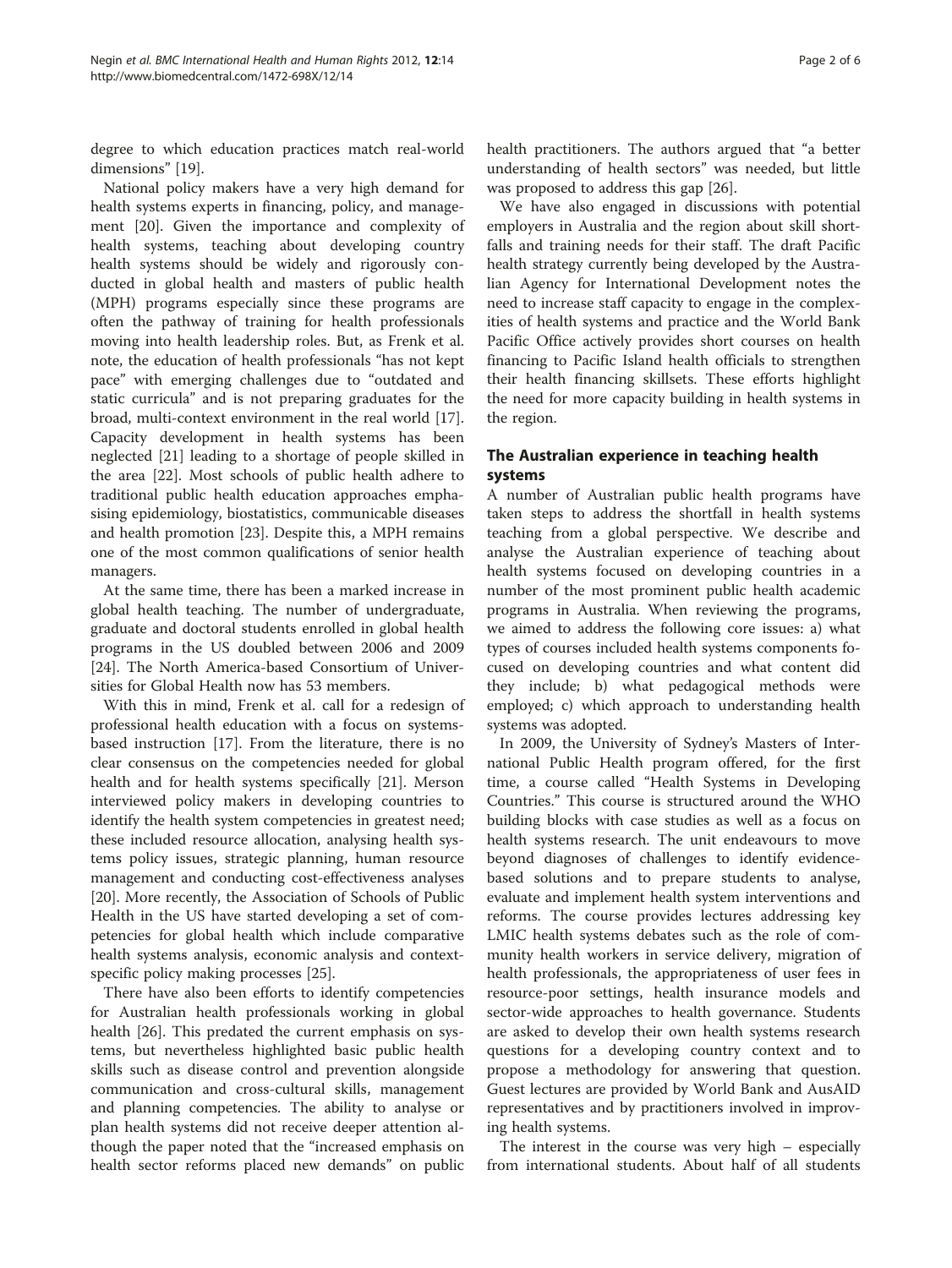degree to which education practices match real-world dimensions" [19].

National policy makers have a very high demand for health systems experts in financing, policy, and management [20]. Given the importance and complexity of health systems, teaching about developing country health systems should be widely and rigorously conducted in global health and masters of public health (MPH) programs especially since these programs are often the pathway of training for health professionals moving into health leadership roles. But, as Frenk et al. note, the education of health professionals "has not kept pace" with emerging challenges due to "outdated and static curricula" and is not preparing graduates for the broad, multi-context environment in the real world [17]. Capacity development in health systems has been neglected [21] leading to a shortage of people skilled in the area [22]. Most schools of public health adhere to traditional public health education approaches emphasising epidemiology, biostatistics, communicable diseases and health promotion [23]. Despite this, a MPH remains one of the most common qualifications of senior health managers.

At the same time, there has been a marked increase in global health teaching. The number of undergraduate, graduate and doctoral students enrolled in global health programs in the US doubled between 2006 and 2009 [24]. The North America-based Consortium of Universities for Global Health now has 53 members.

With this in mind, Frenk et al. call for a redesign of professional health education with a focus on systems-based instruction [17]. From the literature, there is no clear consensus on the competencies needed for global health and for health systems specifically [21]. Merson interviewed policy makers in developing countries to identify the health system competencies in greatest need; these included resource allocation, analysing health systems policy issues, strategic planning, human resource management and conducting cost-effectiveness analyses [20]. More recently, the Association of Schools of Public Health in the US have started developing a set of competencies for global health which include comparative health systems analysis, economic analysis and context-specific policy making processes [25].

There have also been efforts to identify competencies for Australian health professionals working in global health [26]. This predated the current emphasis on systems, but nevertheless highlighted basic public health skills such as disease control and prevention alongside communication and cross-cultural skills, management and planning competencies. The ability to analyse or plan health systems did not receive deeper attention although the paper noted that the "increased emphasis on health sector reforms placed new demands" on public health practitioners. The authors argued that "a better understanding of health sectors" was needed, but little was proposed to address this gap [26].

We have also engaged in discussions with potential employers in Australia and the region about skill shortfalls and training needs for their staff. The draft Pacific health strategy currently being developed by the Australian Agency for International Development notes the need to increase staff capacity to engage in the complexities of health systems and practice and the World Bank Pacific Office actively provides short courses on health financing to Pacific Island health officials to strengthen their health financing skillsets. These efforts highlight the need for more capacity building in health systems in the region.

## The Australian experience in teaching health systems

A number of Australian public health programs have taken steps to address the shortfall in health systems teaching from a global perspective. We describe and analyse the Australian experience of teaching about health systems focused on developing countries in a number of the most prominent public health academic programs in Australia. When reviewing the programs, we aimed to address the following core issues: a) what types of courses included health systems components focused on developing countries and what content did they include; b) what pedagogical methods were employed; c) which approach to understanding health systems was adopted.

In 2009, the University of Sydney's Masters of International Public Health program offered, for the first time, a course called "Health Systems in Developing Countries." This course is structured around the WHO building blocks with case studies as well as a focus on health systems research. The unit endeavours to move beyond diagnoses of challenges to identify evidence-based solutions and to prepare students to analyse, evaluate and implement health system interventions and reforms. The course provides lectures addressing key LMIC health systems debates such as the role of community health workers in service delivery, migration of health professionals, the appropriateness of user fees in resource-poor settings, health insurance models and sector-wide approaches to health governance. Students are asked to develop their own health systems research questions for a developing country context and to propose a methodology for answering that question. Guest lectures are provided by World Bank and AusAID representatives and by practitioners involved in improving health systems.

The interest in the course was very high – especially from international students. About half of all students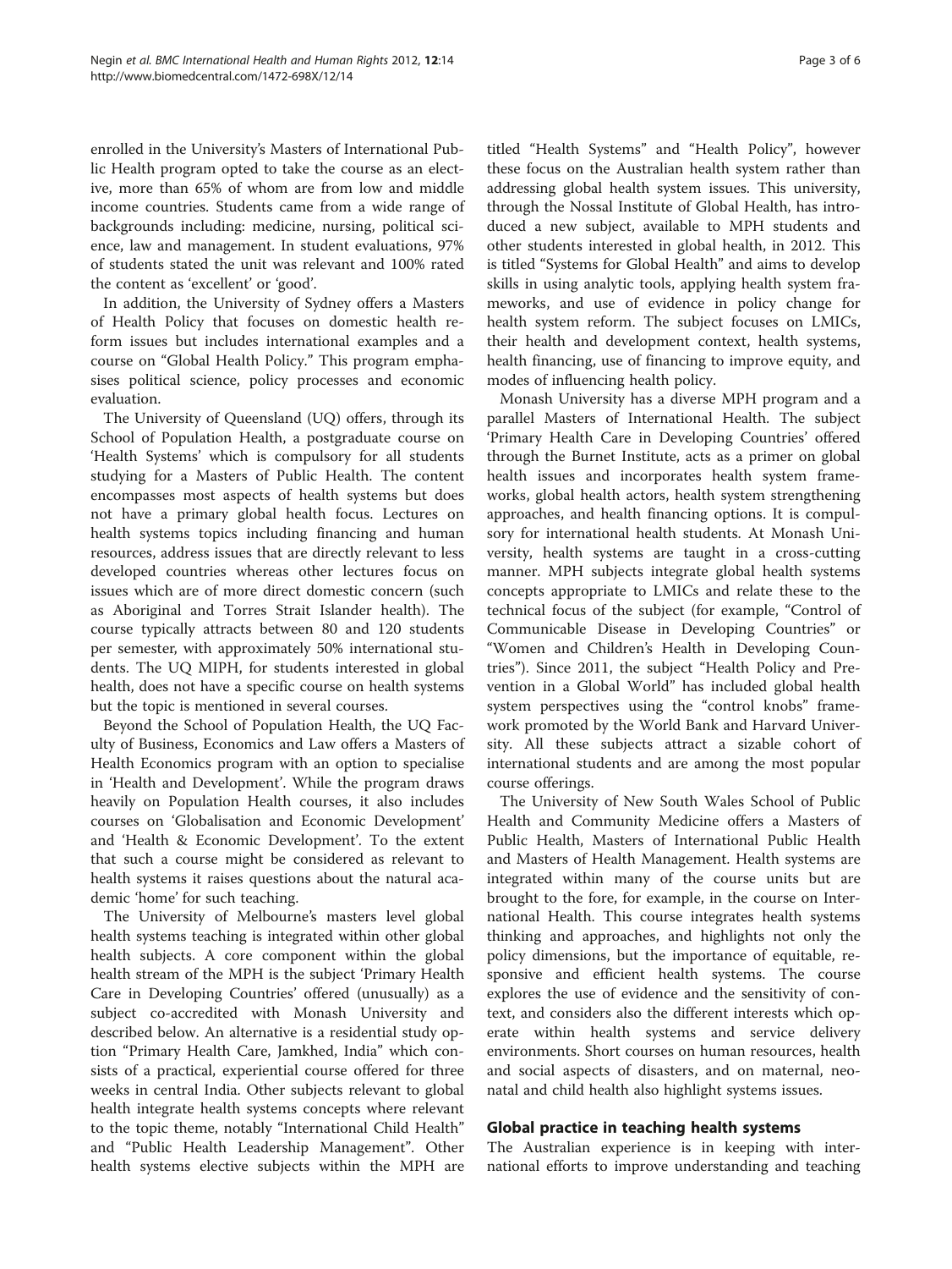enrolled in the University's Masters of International Public Health program opted to take the course as an elective, more than 65% of whom are from low and middle income countries. Students came from a wide range of backgrounds including: medicine, nursing, political science, law and management. In student evaluations, 97% of students stated the unit was relevant and 100% rated the content as 'excellent' or 'good'.

In addition, the University of Sydney offers a Masters of Health Policy that focuses on domestic health reform issues but includes international examples and a course on "Global Health Policy." This program emphasises political science, policy processes and economic evaluation.

The University of Queensland (UQ) offers, through its School of Population Health, a postgraduate course on 'Health Systems' which is compulsory for all students studying for a Masters of Public Health. The content encompasses most aspects of health systems but does not have a primary global health focus. Lectures on health systems topics including financing and human resources, address issues that are directly relevant to less developed countries whereas other lectures focus on issues which are of more direct domestic concern (such as Aboriginal and Torres Strait Islander health). The course typically attracts between 80 and 120 students per semester, with approximately 50% international students. The UQ MIPH, for students interested in global health, does not have a specific course on health systems but the topic is mentioned in several courses.

Beyond the School of Population Health, the UQ Faculty of Business, Economics and Law offers a Masters of Health Economics program with an option to specialise in 'Health and Development'. While the program draws heavily on Population Health courses, it also includes courses on 'Globalisation and Economic Development' and 'Health & Economic Development'. To the extent that such a course might be considered as relevant to health systems it raises questions about the natural academic 'home' for such teaching.

The University of Melbourne's masters level global health systems teaching is integrated within other global health subjects. A core component within the global health stream of the MPH is the subject 'Primary Health Care in Developing Countries' offered (unusually) as a subject co-accredited with Monash University and described below. An alternative is a residential study option "Primary Health Care, Jamkhed, India" which consists of a practical, experiential course offered for three weeks in central India. Other subjects relevant to global health integrate health systems concepts where relevant to the topic theme, notably "International Child Health" and "Public Health Leadership Management". Other health systems elective subjects within the MPH are titled "Health Systems" and "Health Policy", however these focus on the Australian health system rather than addressing global health system issues. This university, through the Nossal Institute of Global Health, has introduced a new subject, available to MPH students and other students interested in global health, in 2012. This is titled "Systems for Global Health" and aims to develop skills in using analytic tools, applying health system frameworks, and use of evidence in policy change for health system reform. The subject focuses on LMICs, their health and development context, health systems, health financing, use of financing to improve equity, and modes of influencing health policy.

Monash University has a diverse MPH program and a parallel Masters of International Health. The subject 'Primary Health Care in Developing Countries' offered through the Burnet Institute, acts as a primer on global health issues and incorporates health system frameworks, global health actors, health system strengthening approaches, and health financing options. It is compulsory for international health students. At Monash University, health systems are taught in a cross-cutting manner. MPH subjects integrate global health systems concepts appropriate to LMICs and relate these to the technical focus of the subject (for example, "Control of Communicable Disease in Developing Countries" or "Women and Children's Health in Developing Countries"). Since 2011, the subject "Health Policy and Prevention in a Global World" has included global health system perspectives using the "control knobs" framework promoted by the World Bank and Harvard University. All these subjects attract a sizable cohort of international students and are among the most popular course offerings.

The University of New South Wales School of Public Health and Community Medicine offers a Masters of Public Health, Masters of International Public Health and Masters of Health Management. Health systems are integrated within many of the course units but are brought to the fore, for example, in the course on International Health. This course integrates health systems thinking and approaches, and highlights not only the policy dimensions, but the importance of equitable, responsive and efficient health systems. The course explores the use of evidence and the sensitivity of context, and considers also the different interests which operate within health systems and service delivery environments. Short courses on human resources, health and social aspects of disasters, and on maternal, neonatal and child health also highlight systems issues.

## Global practice in teaching health systems

The Australian experience is in keeping with international efforts to improve understanding and teaching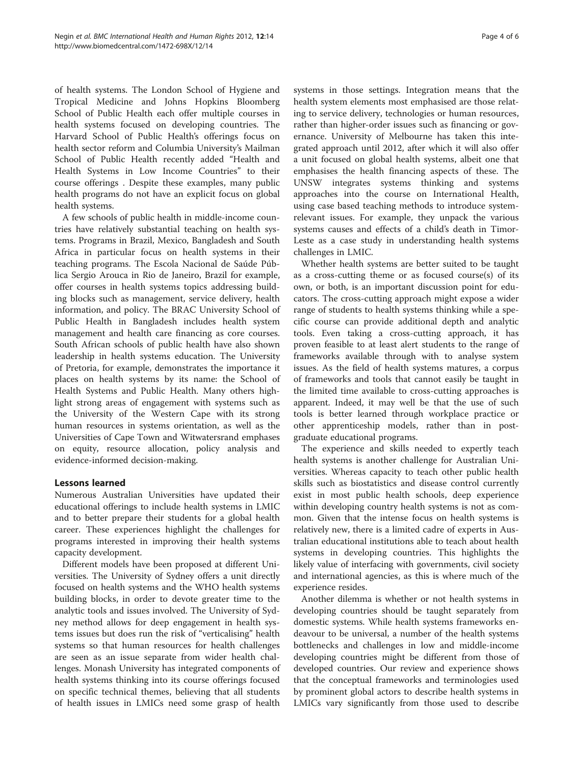of health systems. The London School of Hygiene and Tropical Medicine and Johns Hopkins Bloomberg School of Public Health each offer multiple courses in health systems focused on developing countries. The Harvard School of Public Health's offerings focus on health sector reform and Columbia University's Mailman School of Public Health recently added "Health and Health Systems in Low Income Countries" to their course offerings . Despite these examples, many public health programs do not have an explicit focus on global health systems.

A few schools of public health in middle-income countries have relatively substantial teaching on health systems. Programs in Brazil, Mexico, Bangladesh and South Africa in particular focus on health systems in their teaching programs. The Escola Nacional de Saúde Pública Sergio Arouca in Rio de Janeiro, Brazil for example, offer courses in health systems topics addressing building blocks such as management, service delivery, health information, and policy. The BRAC University School of Public Health in Bangladesh includes health system management and health care financing as core courses. South African schools of public health have also shown leadership in health systems education. The University of Pretoria, for example, demonstrates the importance it places on health systems by its name: the School of Health Systems and Public Health. Many others highlight strong areas of engagement with systems such as the University of the Western Cape with its strong human resources in systems orientation, as well as the Universities of Cape Town and Witwatersrand emphases on equity, resource allocation, policy analysis and evidence-informed decision-making.

## Lessons learned

Numerous Australian Universities have updated their educational offerings to include health systems in LMIC and to better prepare their students for a global health career. These experiences highlight the challenges for programs interested in improving their health systems capacity development.

Different models have been proposed at different Universities. The University of Sydney offers a unit directly focused on health systems and the WHO health systems building blocks, in order to devote greater time to the analytic tools and issues involved. The University of Sydney method allows for deep engagement in health systems issues but does run the risk of "verticalising" health systems so that human resources for health challenges are seen as an issue separate from wider health challenges. Monash University has integrated components of health systems thinking into its course offerings focused on specific technical themes, believing that all students of health issues in LMICs need some grasp of health systems in those settings. Integration means that the health system elements most emphasised are those relating to service delivery, technologies or human resources, rather than higher-order issues such as financing or governance. University of Melbourne has taken this integrated approach until 2012, after which it will also offer a unit focused on global health systems, albeit one that emphasises the health financing aspects of these. The UNSW integrates systems thinking and systems approaches into the course on International Health, using case based teaching methods to introduce system-relevant issues. For example, they unpack the various systems causes and effects of a child's death in Timor-Leste as a case study in understanding health systems challenges in LMIC.

Whether health systems are better suited to be taught as a cross-cutting theme or as focused course(s) of its own, or both, is an important discussion point for educators. The cross-cutting approach might expose a wider range of students to health systems thinking while a specific course can provide additional depth and analytic tools. Even taking a cross-cutting approach, it has proven feasible to at least alert students to the range of frameworks available through with to analyse system issues. As the field of health systems matures, a corpus of frameworks and tools that cannot easily be taught in the limited time available to cross-cutting approaches is apparent. Indeed, it may well be that the use of such tools is better learned through workplace practice or other apprenticeship models, rather than in postgraduate educational programs.

The experience and skills needed to expertly teach health systems is another challenge for Australian Universities. Whereas capacity to teach other public health skills such as biostatistics and disease control currently exist in most public health schools, deep experience within developing country health systems is not as common. Given that the intense focus on health systems is relatively new, there is a limited cadre of experts in Australian educational institutions able to teach about health systems in developing countries. This highlights the likely value of interfacing with governments, civil society and international agencies, as this is where much of the experience resides.

Another dilemma is whether or not health systems in developing countries should be taught separately from domestic systems. While health systems frameworks endeavour to be universal, a number of the health systems bottlenecks and challenges in low and middle-income developing countries might be different from those of developed countries. Our review and experience shows that the conceptual frameworks and terminologies used by prominent global actors to describe health systems in LMICs vary significantly from those used to describe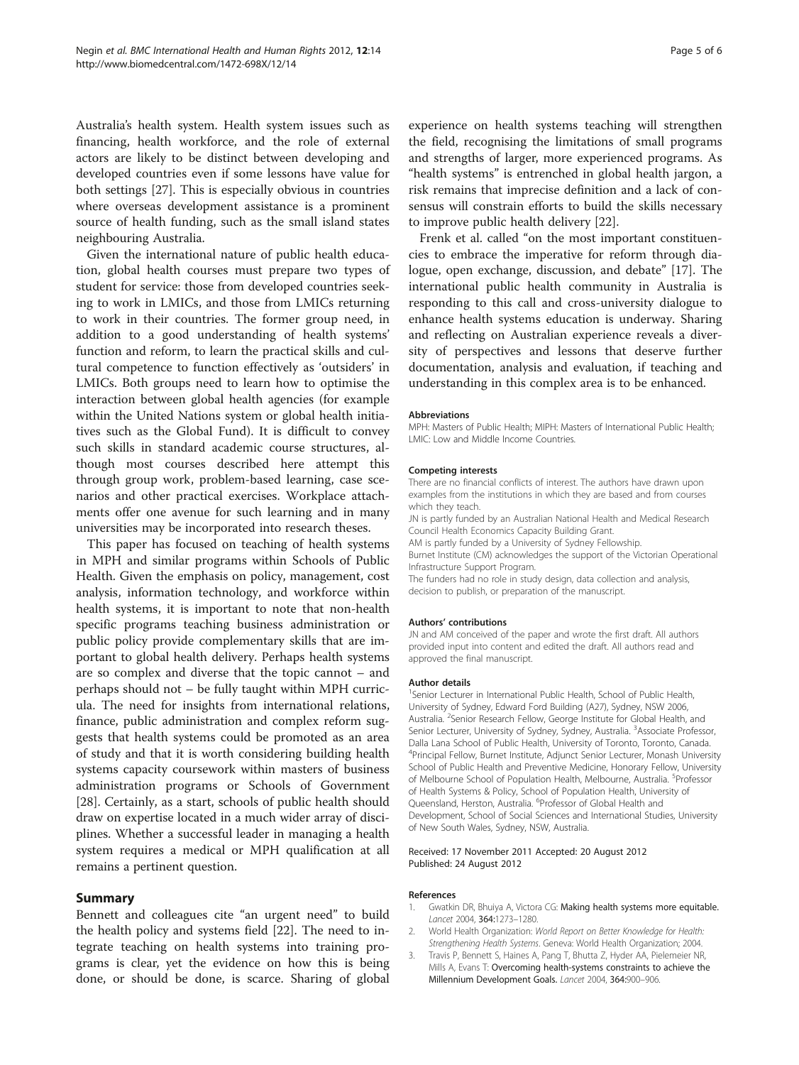Australia's health system. Health system issues such as financing, health workforce, and the role of external actors are likely to be distinct between developing and developed countries even if some lessons have value for both settings [27]. This is especially obvious in countries where overseas development assistance is a prominent source of health funding, such as the small island states neighbouring Australia.

Given the international nature of public health education, global health courses must prepare two types of student for service: those from developed countries seeking to work in LMICs, and those from LMICs returning to work in their countries. The former group need, in addition to a good understanding of health systems' function and reform, to learn the practical skills and cultural competence to function effectively as 'outsiders' in LMICs. Both groups need to learn how to optimise the interaction between global health agencies (for example within the United Nations system or global health initiatives such as the Global Fund). It is difficult to convey such skills in standard academic course structures, although most courses described here attempt this through group work, problem-based learning, case scenarios and other practical exercises. Workplace attachments offer one avenue for such learning and in many universities may be incorporated into research theses.

This paper has focused on teaching of health systems in MPH and similar programs within Schools of Public Health. Given the emphasis on policy, management, cost analysis, information technology, and workforce within health systems, it is important to note that non-health specific programs teaching business administration or public policy provide complementary skills that are important to global health delivery. Perhaps health systems are so complex and diverse that the topic cannot – and perhaps should not – be fully taught within MPH curricula. The need for insights from international relations, finance, public administration and complex reform suggests that health systems could be promoted as an area of study and that it is worth considering building health systems capacity coursework within masters of business administration programs or Schools of Government [28]. Certainly, as a start, schools of public health should draw on expertise located in a much wider array of disciplines. Whether a successful leader in managing a health system requires a medical or MPH qualification at all remains a pertinent question.

## Summary

Bennett and colleagues cite "an urgent need" to build the health policy and systems field [22]. The need to integrate teaching on health systems into training programs is clear, yet the evidence on how this is being done, or should be done, is scarce. Sharing of global experience on health systems teaching will strengthen the field, recognising the limitations of small programs and strengths of larger, more experienced programs. As "health systems" is entrenched in global health jargon, a risk remains that imprecise definition and a lack of consensus will constrain efforts to build the skills necessary to improve public health delivery [22].

Frenk et al. called "on the most important constituencies to embrace the imperative for reform through dialogue, open exchange, discussion, and debate" [17]. The international public health community in Australia is responding to this call and cross-university dialogue to enhance health systems education is underway. Sharing and reflecting on Australian experience reveals a diversity of perspectives and lessons that deserve further documentation, analysis and evaluation, if teaching and understanding in this complex area is to be enhanced.

#### Abbreviations

MPH: Masters of Public Health; MIPH: Masters of International Public Health; LMIC: Low and Middle Income Countries.

#### Competing interests

There are no financial conflicts of interest. The authors have drawn upon examples from the institutions in which they are based and from courses which they teach.
JN is partly funded by an Australian National Health and Medical Research Council Health Economics Capacity Building Grant.
AM is partly funded by a University of Sydney Fellowship.
Burnet Institute (CM) acknowledges the support of the Victorian Operational Infrastructure Support Program.
The funders had no role in study design, data collection and analysis, decision to publish, or preparation of the manuscript.

#### Authors' contributions

JN and AM conceived of the paper and wrote the first draft. All authors provided input into content and edited the draft. All authors read and approved the final manuscript.

#### Author details

[1]Senior Lecturer in International Public Health, School of Public Health, University of Sydney, Edward Ford Building (A27), Sydney, NSW 2006, Australia. [2]Senior Research Fellow, George Institute for Global Health, and Senior Lecturer, University of Sydney, Sydney, Australia. [3]Associate Professor, Dalla Lana School of Public Health, University of Toronto, Toronto, Canada. [4]Principal Fellow, Burnet Institute, Adjunct Senior Lecturer, Monash University School of Public Health and Preventive Medicine, Honorary Fellow, University of Melbourne School of Population Health, Melbourne, Australia. [5]Professor of Health Systems & Policy, School of Population Health, University of Queensland, Herston, Australia. [6]Professor of Global Health and Development, School of Social Sciences and International Studies, University of New South Wales, Sydney, NSW, Australia.

Received: 17 November 2011 Accepted: 20 August 2012
Published: 24 August 2012

#### References

1. Gwatkin DR, Bhuiya A, Victora CG: Making health systems more equitable. *Lancet* 2004, **364**:1273–1280.
2. World Health Organization: *World Report on Better Knowledge for Health: Strengthening Health Systems*. Geneva: World Health Organization; 2004.
3. Travis P, Bennett S, Haines A, Pang T, Bhutta Z, Hyder AA, Pielemeier NR, Mills A, Evans T: Overcoming health-systems constraints to achieve the Millennium Development Goals. *Lancet* 2004, **364**:900–906.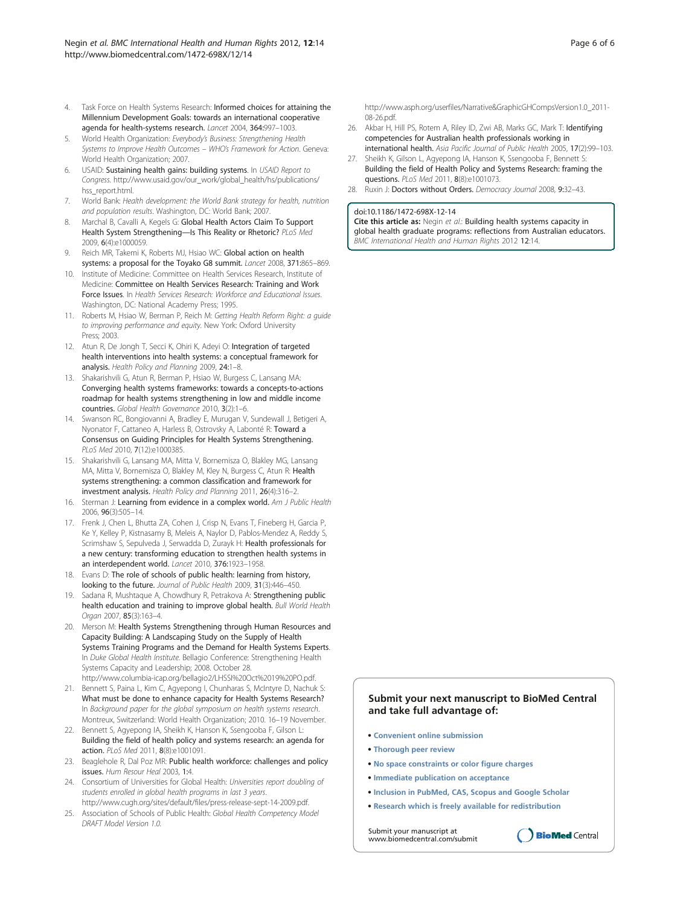4. Task Force on Health Systems Research: **Informed choices for attaining the Millennium Development Goals: towards an international cooperative agenda for health-systems research.** *Lancet* 2004, **364:**997–1003.
5. World Health Organization: *Everybody's Business: Strengthening Health Systems to Improve Health Outcomes – WHO's Framework for Action*. Geneva: World Health Organization; 2007.
6. USAID: **Sustaining health gains: building systems**. In *USAID Report to Congress*. http://www.usaid.gov/our_work/global_health/hs/publications/hss_report.html.
7. World Bank: *Health development: the World Bank strategy for health, nutrition and population results*. Washington, DC: World Bank; 2007.
8. Marchal B, Cavalli A, Kegels G: **Global Health Actors Claim To Support Health System Strengthening—Is This Reality or Rhetoric?** *PLoS Med* 2009, **6**(4):e1000059.
9. Reich MR, Takemi K, Roberts MJ, Hsiao WC: **Global action on health systems: a proposal for the Toyako G8 summit.** *Lancet* 2008, **371:**865–869.
10. Institute of Medicine: Committee on Health Services Research, Institute of Medicine: **Committee on Health Services Research: Training and Work Force Issues**. In *Health Services Research: Workforce and Educational Issues*. Washington, DC: National Academy Press; 1995.
11. Roberts M, Hsiao W, Berman P, Reich M: *Getting Health Reform Right: a guide to improving performance and equity*. New York: Oxford University Press; 2003.
12. Atun R, De Jongh T, Secci K, Ohiri K, Adeyi O: **Integration of targeted health interventions into health systems: a conceptual framework for analysis.** *Health Policy and Planning* 2009, **24:**1–8.
13. Shakarishvili G, Atun R, Berman P, Hsiao W, Burgess C, Lansang MA: **Converging health systems frameworks: towards a concepts-to-actions roadmap for health systems strengthening in low and middle income countries.** *Global Health Governance* 2010, **3**(2):1–6.
14. Swanson RC, Bongiovanni A, Bradley E, Murugan V, Sundewall J, Betigeri A, Nyonator F, Cattaneo A, Harless B, Ostrovsky A, Labonté R: **Toward a Consensus on Guiding Principles for Health Systems Strengthening.** *PLoS Med* 2010, **7**(12):e1000385.
15. Shakarishvili G, Lansang MA, Mitta V, Bornemisza O, Blakley MG, Lansang MA, Mitta V, Bornemisza O, Blakley M, Kley N, Burgess C, Atun R: **Health systems strengthening: a common classification and framework for investment analysis.** *Health Policy and Planning* 2011, **26**(4):316–2.
16. Sterman J: **Learning from evidence in a complex world.** *Am J Public Health* 2006, **96**(3):505–14.
17. Frenk J, Chen L, Bhutta ZA, Cohen J, Crisp N, Evans T, Fineberg H, Garcia P, Ke Y, Kelley P, Kistnasamy B, Meleis A, Naylor D, Pablos-Mendez A, Reddy S, Scrimshaw S, Sepulveda J, Serwadda D, Zurayk H: **Health professionals for a new century: transforming education to strengthen health systems in an interdependent world.** *Lancet* 2010, **376:**1923–1958.
18. Evans D: **The role of schools of public health: learning from history, looking to the future.** *Journal of Public Health* 2009, **31**(3):446–450.
19. Sadana R, Mushtaque A, Chowdhury R, Petrakova A: **Strengthening public health education and training to improve global health.** *Bull World Health Organ* 2007, **85**(3):163–4.
20. Merson M: **Health Systems Strengthening through Human Resources and Capacity Building: A Landscaping Study on the Supply of Health Systems Training Programs and the Demand for Health Systems Experts**. In *Duke Global Health Institute*. Bellagio Conference: Strengthening Health Systems Capacity and Leadership; 2008. October 28. http://www.columbia-icap.org/bellagio2/LHSSI%20Oct%2019%20PO.pdf.
21. Bennett S, Paina L, Kim C, Agyepong I, Chunharas S, McIntyre D, Nachuk S: **What must be done to enhance capacity for Health Systems Research?** In *Background paper for the global symposium on health systems research*. Montreux, Switzerland: World Health Organization; 2010. 16–19 November.
22. Bennett S, Agyepong IA, Sheikh K, Hanson K, Ssengooba F, Gilson L: **Building the field of health policy and systems research: an agenda for action.** *PLoS Med* 2011, **8**(8):e1001091.
23. Beaglehole R, Dal Poz MR: **Public health workforce: challenges and policy issues.** *Hum Resour Heal* 2003, **1:**4.
24. Consortium of Universities for Global Health: *Universities report doubling of students enrolled in global health programs in last 3 years*. http://www.cugh.org/sites/default/files/press-release-sept-14-2009.pdf.
25. Association of Schools of Public Health: *Global Health Competency Model DRAFT Model Version 1.0*. http://www.asph.org/userfiles/Narrative&GraphicGHCompsVersion1.0_2011-08-26.pdf.
26. Akbar H, Hill PS, Rotem A, Riley ID, Zwi AB, Marks GC, Mark T: **Identifying competencies for Australian health professionals working in international health.** *Asia Pacific Journal of Public Health* 2005, **17**(2):99–103.
27. Sheikh K, Gilson L, Agyepong IA, Hanson K, Ssengooba F, Bennett S: **Building the field of Health Policy and Systems Research: framing the questions.** *PLoS Med* 2011, **8**(8):e1001073.
28. Ruxin J: **Doctors without Orders.** *Democracy Journal* 2008, **9:**32–43.

doi:10.1186/1472-698X-12-14

**Cite this article as:** Negin *et al.*: Building health systems capacity in global health graduate programs: reflections from Australian educators. *BMC International Health and Human Rights* 2012 **12**:14.

**Submit your next manuscript to BioMed Central and take full advantage of:**

- **Convenient online submission**
- **Thorough peer review**
- **No space constraints or color figure charges**
- **Immediate publication on acceptance**
- **Inclusion in PubMed, CAS, Scopus and Google Scholar**
- **Research which is freely available for redistribution**

Submit your manuscript at www.biomedcentral.com/submit

BioMed Central